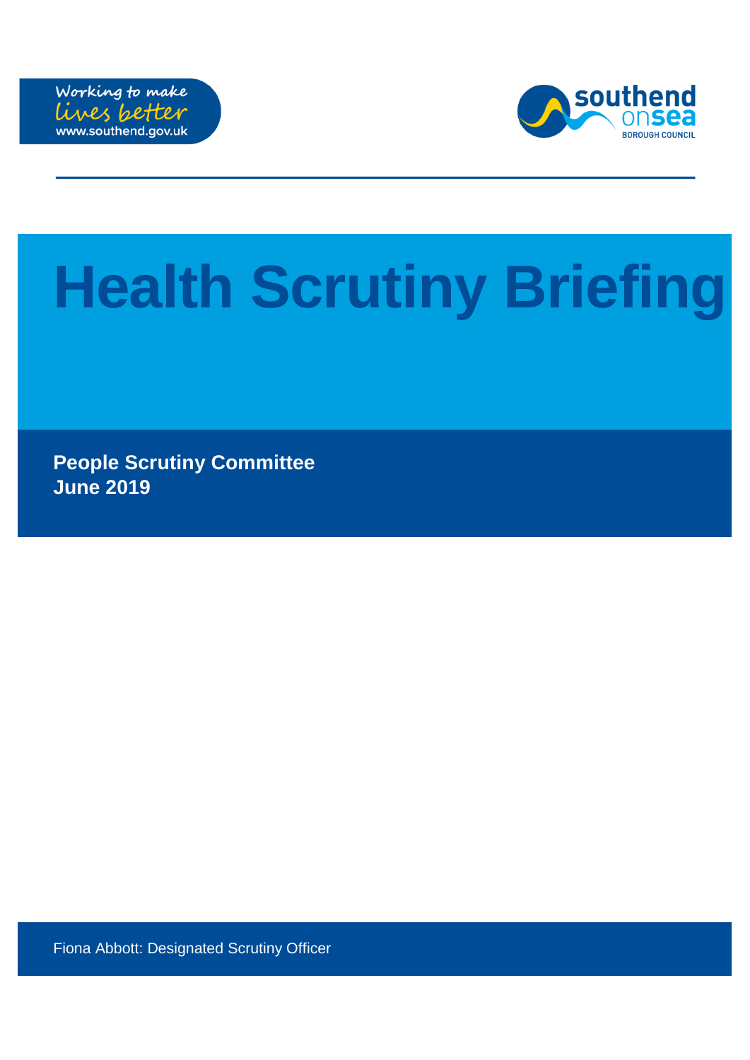Working to make lives better
www.southend.gov.uk

southend onsea BOROUGH COUNCIL

# Health Scrutiny Briefing

**People Scrutiny Committee**
**June 2019**

Fiona Abbott: Designated Scrutiny Officer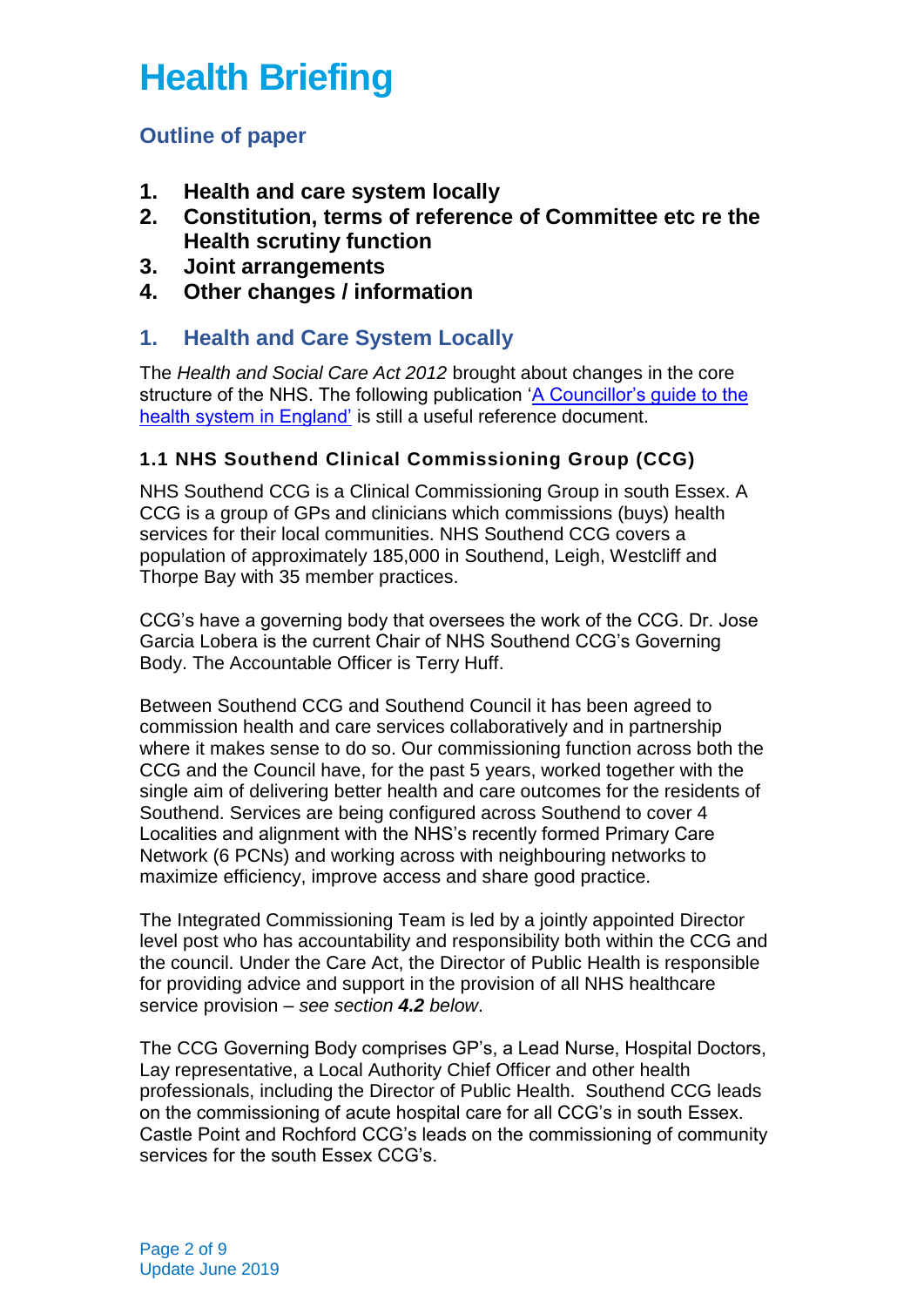# Health Briefing

## Outline of paper

1. **Health and care system locally**
2. **Constitution, terms of reference of Committee etc re the Health scrutiny function**
3. **Joint arrangements**
4. **Other changes / information**

## 1. Health and Care System Locally

The *Health and Social Care Act 2012* brought about changes in the core structure of the NHS. The following publication 'A Councillor's guide to the health system in England' is still a useful reference document.

### 1.1 NHS Southend Clinical Commissioning Group (CCG)

NHS Southend CCG is a Clinical Commissioning Group in south Essex. A CCG is a group of GPs and clinicians which commissions (buys) health services for their local communities. NHS Southend CCG covers a population of approximately 185,000 in Southend, Leigh, Westcliff and Thorpe Bay with 35 member practices.

CCG's have a governing body that oversees the work of the CCG. Dr. Jose Garcia Lobera is the current Chair of NHS Southend CCG's Governing Body. The Accountable Officer is Terry Huff.

Between Southend CCG and Southend Council it has been agreed to commission health and care services collaboratively and in partnership where it makes sense to do so. Our commissioning function across both the CCG and the Council have, for the past 5 years, worked together with the single aim of delivering better health and care outcomes for the residents of Southend. Services are being configured across Southend to cover 4 Localities and alignment with the NHS's recently formed Primary Care Network (6 PCNs) and working across with neighbouring networks to maximize efficiency, improve access and share good practice.

The Integrated Commissioning Team is led by a jointly appointed Director level post who has accountability and responsibility both within the CCG and the council. Under the Care Act, the Director of Public Health is responsible for providing advice and support in the provision of all NHS healthcare service provision – *see section **4.2** below*.

The CCG Governing Body comprises GP's, a Lead Nurse, Hospital Doctors, Lay representative, a Local Authority Chief Officer and other health professionals, including the Director of Public Health. Southend CCG leads on the commissioning of acute hospital care for all CCG's in south Essex. Castle Point and Rochford CCG's leads on the commissioning of community services for the south Essex CCG's.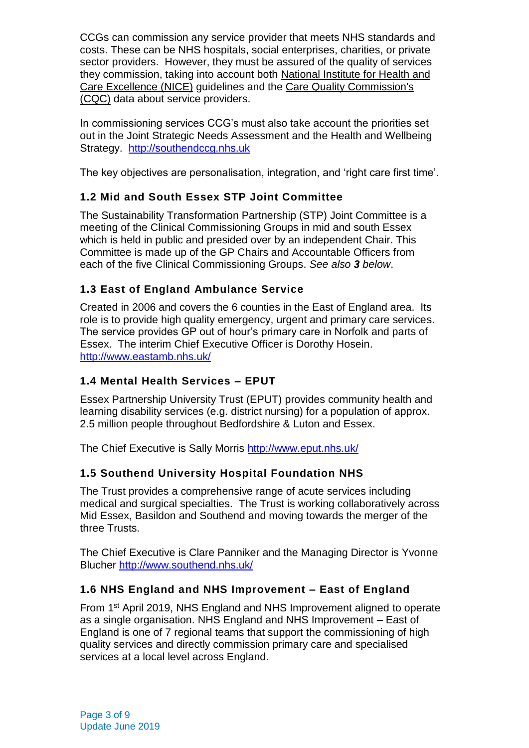CCGs can commission any service provider that meets NHS standards and costs. These can be NHS hospitals, social enterprises, charities, or private sector providers. However, they must be assured of the quality of services they commission, taking into account both National Institute for Health and Care Excellence (NICE) guidelines and the Care Quality Commission's (CQC) data about service providers.

In commissioning services CCG's must also take account the priorities set out in the Joint Strategic Needs Assessment and the Health and Wellbeing Strategy. http://southendccg.nhs.uk

The key objectives are personalisation, integration, and 'right care first time'.

### 1.2 Mid and South Essex STP Joint Committee

The Sustainability Transformation Partnership (STP) Joint Committee is a meeting of the Clinical Commissioning Groups in mid and south Essex which is held in public and presided over by an independent Chair. This Committee is made up of the GP Chairs and Accountable Officers from each of the five Clinical Commissioning Groups. *See also **3** below*.

### 1.3 East of England Ambulance Service

Created in 2006 and covers the 6 counties in the East of England area. Its role is to provide high quality emergency, urgent and primary care services. The service provides GP out of hour's primary care in Norfolk and parts of Essex. The interim Chief Executive Officer is Dorothy Hosein. http://www.eastamb.nhs.uk/

### 1.4 Mental Health Services – EPUT

Essex Partnership University Trust (EPUT) provides community health and learning disability services (e.g. district nursing) for a population of approx. 2.5 million people throughout Bedfordshire & Luton and Essex.

The Chief Executive is Sally Morris http://www.eput.nhs.uk/

### 1.5 Southend University Hospital Foundation NHS

The Trust provides a comprehensive range of acute services including medical and surgical specialties. The Trust is working collaboratively across Mid Essex, Basildon and Southend and moving towards the merger of the three Trusts.

The Chief Executive is Clare Panniker and the Managing Director is Yvonne Blucher http://www.southend.nhs.uk/

### 1.6 NHS England and NHS Improvement – East of England

From 1st April 2019, NHS England and NHS Improvement aligned to operate as a single organisation. NHS England and NHS Improvement – East of England is one of 7 regional teams that support the commissioning of high quality services and directly commission primary care and specialised services at a local level across England.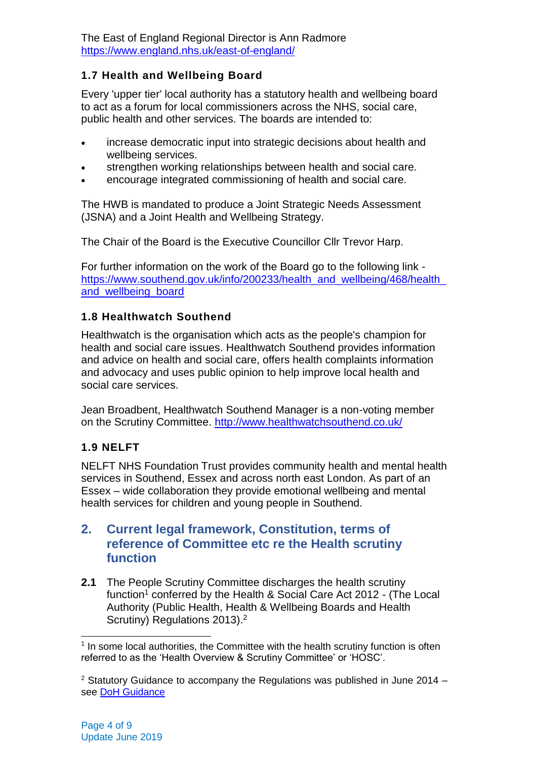The East of England Regional Director is Ann Radmore https://www.england.nhs.uk/east-of-england/

### 1.7 Health and Wellbeing Board

Every 'upper tier' local authority has a statutory health and wellbeing board to act as a forum for local commissioners across the NHS, social care, public health and other services. The boards are intended to:

- increase democratic input into strategic decisions about health and wellbeing services.
- strengthen working relationships between health and social care.
- encourage integrated commissioning of health and social care.

The HWB is mandated to produce a Joint Strategic Needs Assessment (JSNA) and a Joint Health and Wellbeing Strategy.

The Chair of the Board is the Executive Councillor Cllr Trevor Harp.

For further information on the work of the Board go to the following link - https://www.southend.gov.uk/info/200233/health_and_wellbeing/468/health_and_wellbeing_board

### 1.8 Healthwatch Southend

Healthwatch is the organisation which acts as the people's champion for health and social care issues. Healthwatch Southend provides information and advice on health and social care, offers health complaints information and advocacy and uses public opinion to help improve local health and social care services.

Jean Broadbent, Healthwatch Southend Manager is a non-voting member on the Scrutiny Committee. http://www.healthwatchsouthend.co.uk/

### 1.9 NELFT

NELFT NHS Foundation Trust provides community health and mental health services in Southend, Essex and across north east London. As part of an Essex – wide collaboration they provide emotional wellbeing and mental health services for children and young people in Southend.

## 2. Current legal framework, Constitution, terms of reference of Committee etc re the Health scrutiny function

**2.1** The People Scrutiny Committee discharges the health scrutiny function[1] conferred by the Health & Social Care Act 2012 - (The Local Authority (Public Health, Health & Wellbeing Boards and Health Scrutiny) Regulations 2013).[2]

---

[1] In some local authorities, the Committee with the health scrutiny function is often referred to as the 'Health Overview & Scrutiny Committee' or 'HOSC'.

[2] Statutory Guidance to accompany the Regulations was published in June 2014 – see DoH Guidance

Update June 2019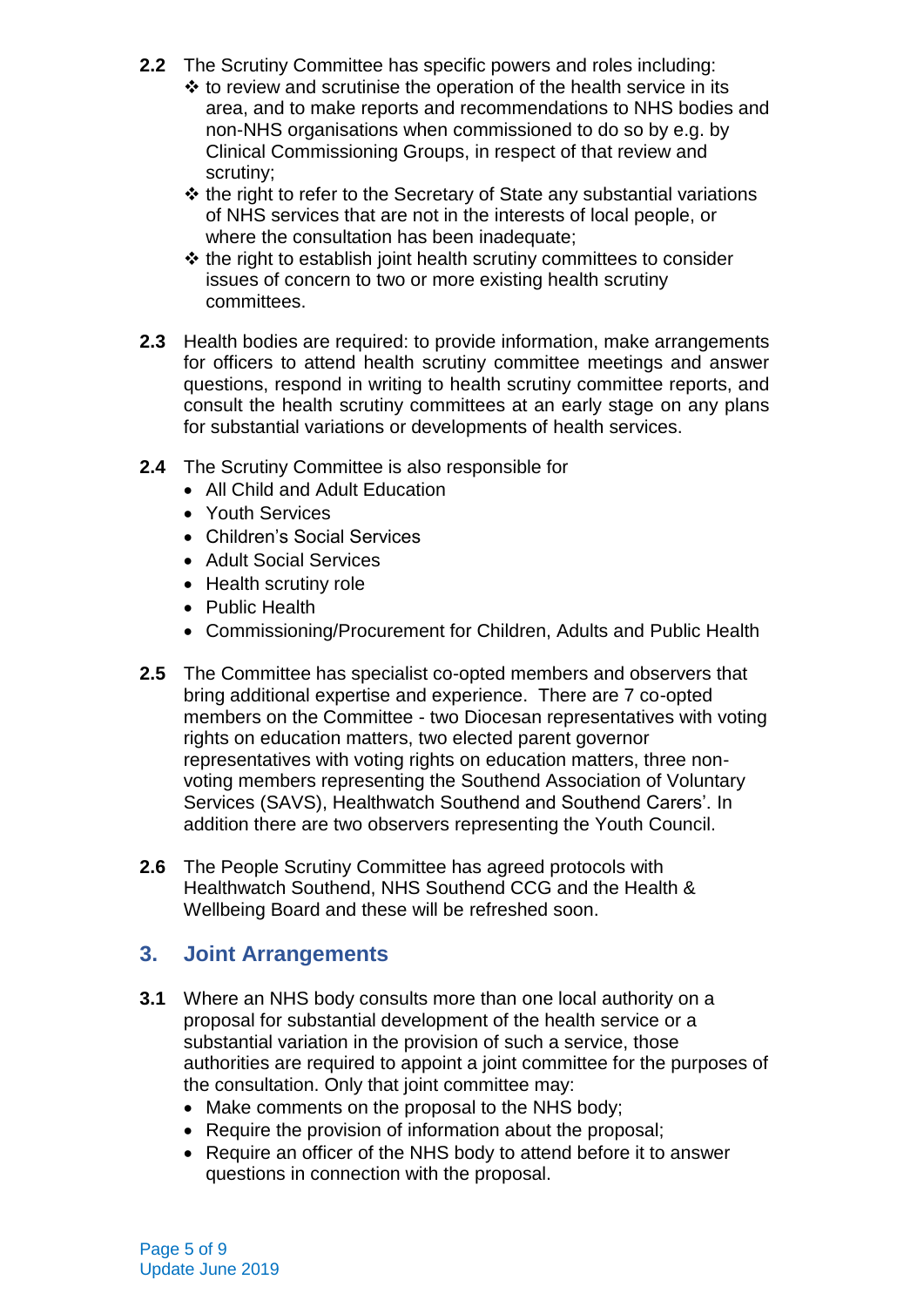**2.2** The Scrutiny Committee has specific powers and roles including:

- ❖ to review and scrutinise the operation of the health service in its area, and to make reports and recommendations to NHS bodies and non-NHS organisations when commissioned to do so by e.g. by Clinical Commissioning Groups, in respect of that review and scrutiny;
- ❖ the right to refer to the Secretary of State any substantial variations of NHS services that are not in the interests of local people, or where the consultation has been inadequate;
- ❖ the right to establish joint health scrutiny committees to consider issues of concern to two or more existing health scrutiny committees.

**2.3** Health bodies are required: to provide information, make arrangements for officers to attend health scrutiny committee meetings and answer questions, respond in writing to health scrutiny committee reports, and consult the health scrutiny committees at an early stage on any plans for substantial variations or developments of health services.

**2.4** The Scrutiny Committee is also responsible for

- All Child and Adult Education
- Youth Services
- Children's Social Services
- Adult Social Services
- Health scrutiny role
- Public Health
- Commissioning/Procurement for Children, Adults and Public Health

**2.5** The Committee has specialist co-opted members and observers that bring additional expertise and experience. There are 7 co-opted members on the Committee - two Diocesan representatives with voting rights on education matters, two elected parent governor representatives with voting rights on education matters, three non-voting members representing the Southend Association of Voluntary Services (SAVS), Healthwatch Southend and Southend Carers'. In addition there are two observers representing the Youth Council.

**2.6** The People Scrutiny Committee has agreed protocols with Healthwatch Southend, NHS Southend CCG and the Health & Wellbeing Board and these will be refreshed soon.

## 3. Joint Arrangements

**3.1** Where an NHS body consults more than one local authority on a proposal for substantial development of the health service or a substantial variation in the provision of such a service, those authorities are required to appoint a joint committee for the purposes of the consultation. Only that joint committee may:

- Make comments on the proposal to the NHS body;
- Require the provision of information about the proposal;
- Require an officer of the NHS body to attend before it to answer questions in connection with the proposal.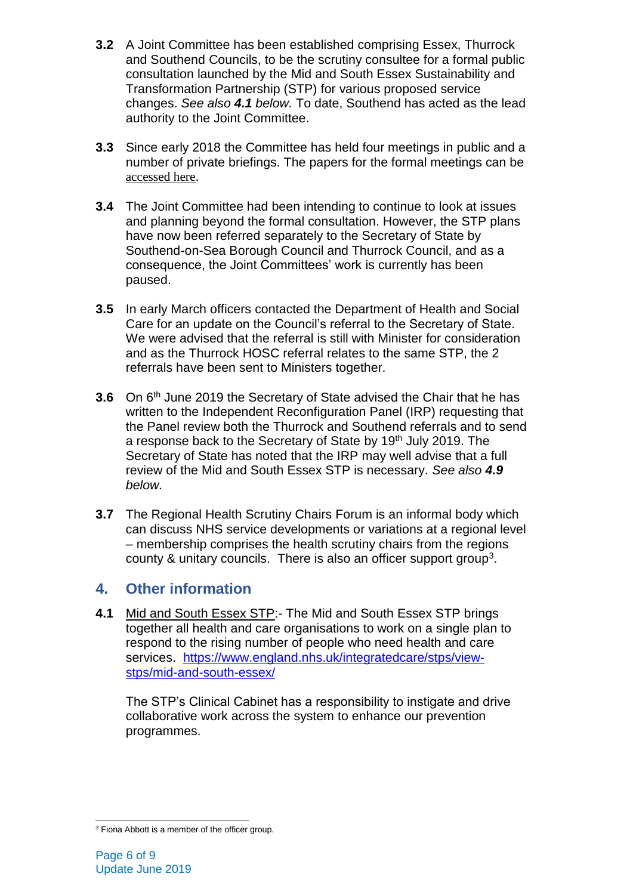**3.2** A Joint Committee has been established comprising Essex, Thurrock and Southend Councils, to be the scrutiny consultee for a formal public consultation launched by the Mid and South Essex Sustainability and Transformation Partnership (STP) for various proposed service changes. *See also **4.1** below.* To date, Southend has acted as the lead authority to the Joint Committee.

**3.3** Since early 2018 the Committee has held four meetings in public and a number of private briefings. The papers for the formal meetings can be accessed here.

**3.4** The Joint Committee had been intending to continue to look at issues and planning beyond the formal consultation. However, the STP plans have now been referred separately to the Secretary of State by Southend-on-Sea Borough Council and Thurrock Council, and as a consequence, the Joint Committees' work is currently has been paused.

**3.5** In early March officers contacted the Department of Health and Social Care for an update on the Council's referral to the Secretary of State. We were advised that the referral is still with Minister for consideration and as the Thurrock HOSC referral relates to the same STP, the 2 referrals have been sent to Ministers together.

**3.6** On 6th June 2019 the Secretary of State advised the Chair that he has written to the Independent Reconfiguration Panel (IRP) requesting that the Panel review both the Thurrock and Southend referrals and to send a response back to the Secretary of State by 19th July 2019. The Secretary of State has noted that the IRP may well advise that a full review of the Mid and South Essex STP is necessary. *See also **4.9** below.*

**3.7** The Regional Health Scrutiny Chairs Forum is an informal body which can discuss NHS service developments or variations at a regional level – membership comprises the health scrutiny chairs from the regions county & unitary councils. There is also an officer support group[3].

## 4. Other information

**4.1** Mid and South Essex STP:- The Mid and South Essex STP brings together all health and care organisations to work on a single plan to respond to the rising number of people who need health and care services. https://www.england.nhs.uk/integratedcare/stps/view-stps/mid-and-south-essex/

The STP's Clinical Cabinet has a responsibility to instigate and drive collaborative work across the system to enhance our prevention programmes.

[3] Fiona Abbott is a member of the officer group.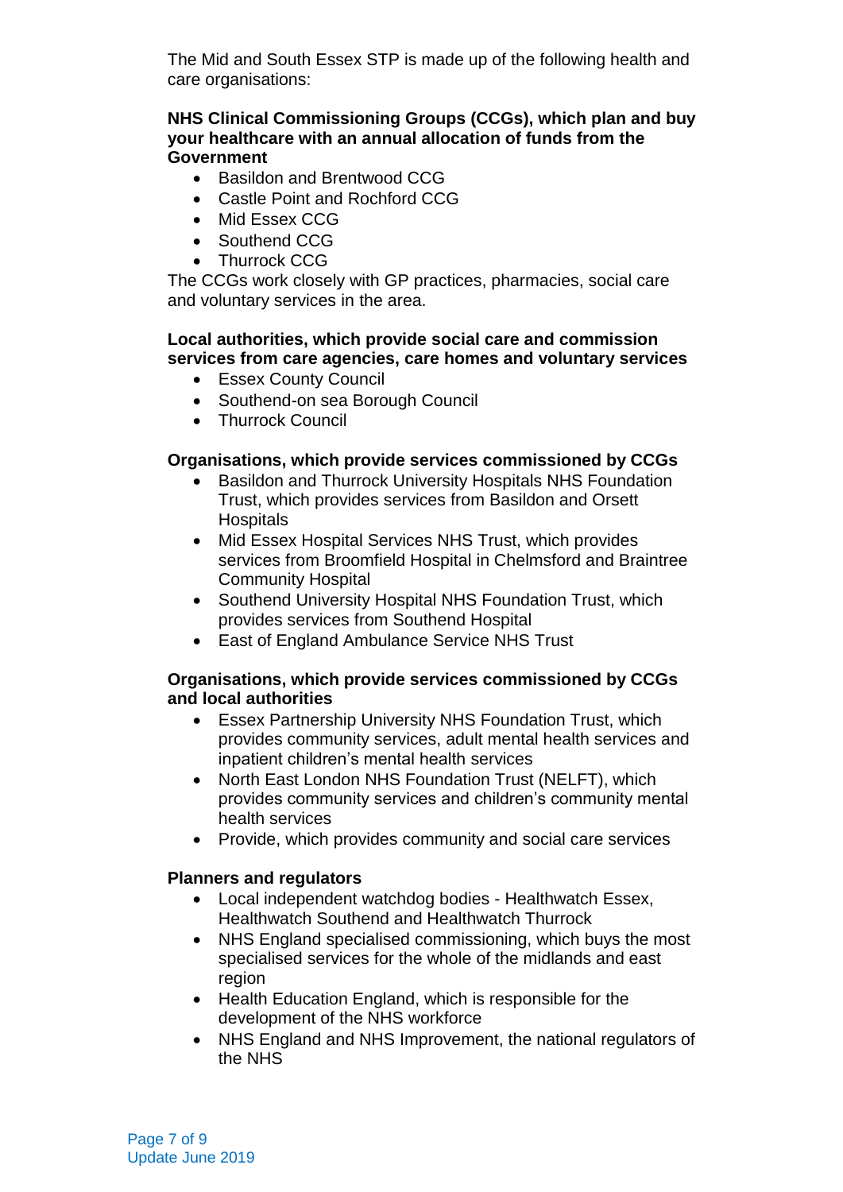The Mid and South Essex STP is made up of the following health and care organisations:

**NHS Clinical Commissioning Groups (CCGs), which plan and buy your healthcare with an annual allocation of funds from the Government**

- Basildon and Brentwood CCG
- Castle Point and Rochford CCG
- Mid Essex CCG
- Southend CCG
- Thurrock CCG

The CCGs work closely with GP practices, pharmacies, social care and voluntary services in the area.

**Local authorities, which provide social care and commission services from care agencies, care homes and voluntary services**

- Essex County Council
- Southend-on sea Borough Council
- Thurrock Council

**Organisations, which provide services commissioned by CCGs**

- Basildon and Thurrock University Hospitals NHS Foundation Trust, which provides services from Basildon and Orsett Hospitals
- Mid Essex Hospital Services NHS Trust, which provides services from Broomfield Hospital in Chelmsford and Braintree Community Hospital
- Southend University Hospital NHS Foundation Trust, which provides services from Southend Hospital
- East of England Ambulance Service NHS Trust

**Organisations, which provide services commissioned by CCGs and local authorities**

- Essex Partnership University NHS Foundation Trust, which provides community services, adult mental health services and inpatient children's mental health services
- North East London NHS Foundation Trust (NELFT), which provides community services and children's community mental health services
- Provide, which provides community and social care services

**Planners and regulators**

- Local independent watchdog bodies - Healthwatch Essex, Healthwatch Southend and Healthwatch Thurrock
- NHS England specialised commissioning, which buys the most specialised services for the whole of the midlands and east region
- Health Education England, which is responsible for the development of the NHS workforce
- NHS England and NHS Improvement, the national regulators of the NHS

Update June 2019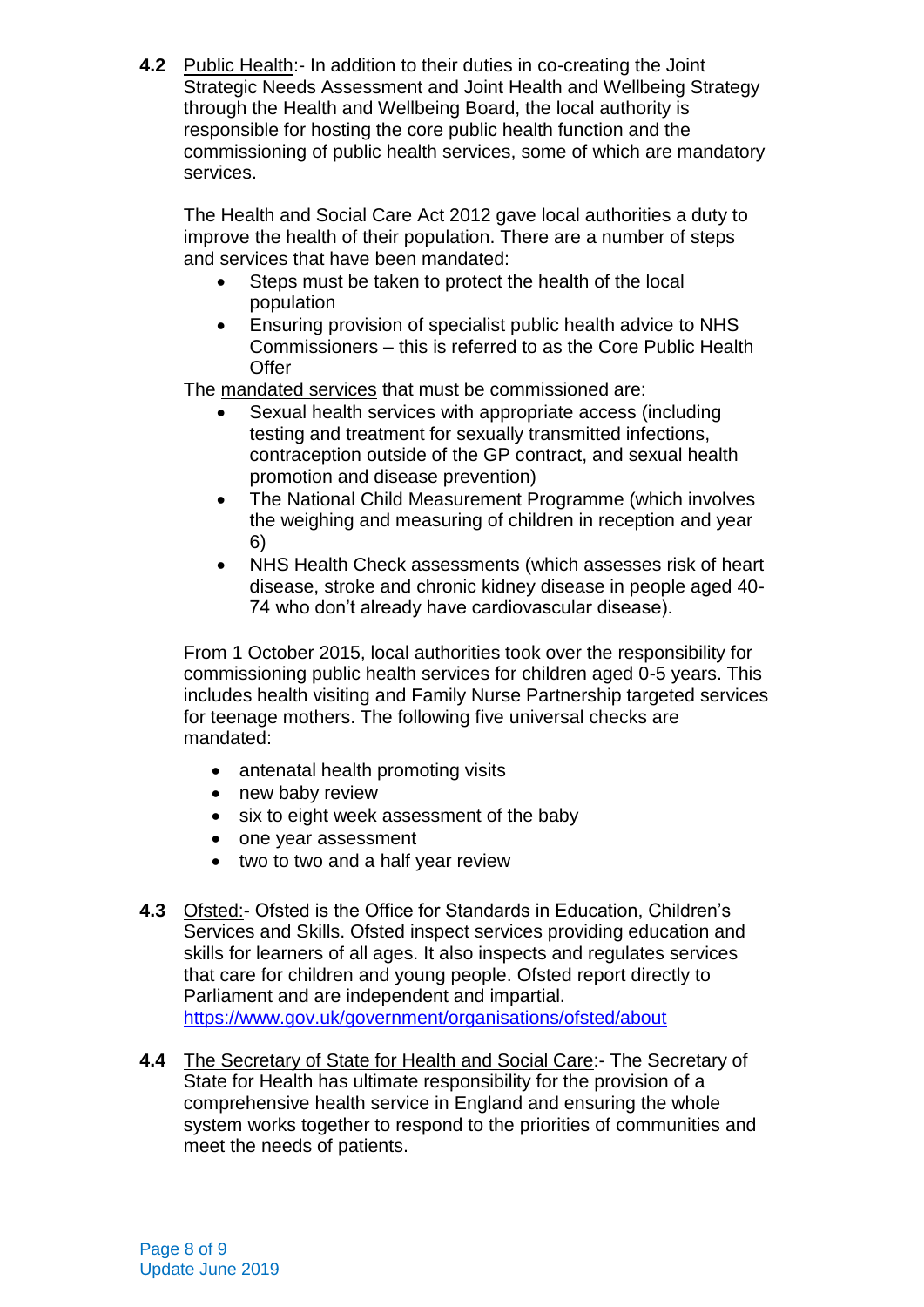**4.2** Public Health:- In addition to their duties in co-creating the Joint Strategic Needs Assessment and Joint Health and Wellbeing Strategy through the Health and Wellbeing Board, the local authority is responsible for hosting the core public health function and the commissioning of public health services, some of which are mandatory services.

The Health and Social Care Act 2012 gave local authorities a duty to improve the health of their population. There are a number of steps and services that have been mandated:

- Steps must be taken to protect the health of the local population
- Ensuring provision of specialist public health advice to NHS Commissioners – this is referred to as the Core Public Health Offer

The mandated services that must be commissioned are:

- Sexual health services with appropriate access (including testing and treatment for sexually transmitted infections, contraception outside of the GP contract, and sexual health promotion and disease prevention)
- The National Child Measurement Programme (which involves the weighing and measuring of children in reception and year 6)
- NHS Health Check assessments (which assesses risk of heart disease, stroke and chronic kidney disease in people aged 40-74 who don't already have cardiovascular disease).

From 1 October 2015, local authorities took over the responsibility for commissioning public health services for children aged 0-5 years. This includes health visiting and Family Nurse Partnership targeted services for teenage mothers. The following five universal checks are mandated:

- antenatal health promoting visits
- new baby review
- six to eight week assessment of the baby
- one year assessment
- two to two and a half year review

**4.3** Ofsted:- Ofsted is the Office for Standards in Education, Children's Services and Skills. Ofsted inspect services providing education and skills for learners of all ages. It also inspects and regulates services that care for children and young people. Ofsted report directly to Parliament and are independent and impartial. https://www.gov.uk/government/organisations/ofsted/about

**4.4** The Secretary of State for Health and Social Care:- The Secretary of State for Health has ultimate responsibility for the provision of a comprehensive health service in England and ensuring the whole system works together to respond to the priorities of communities and meet the needs of patients.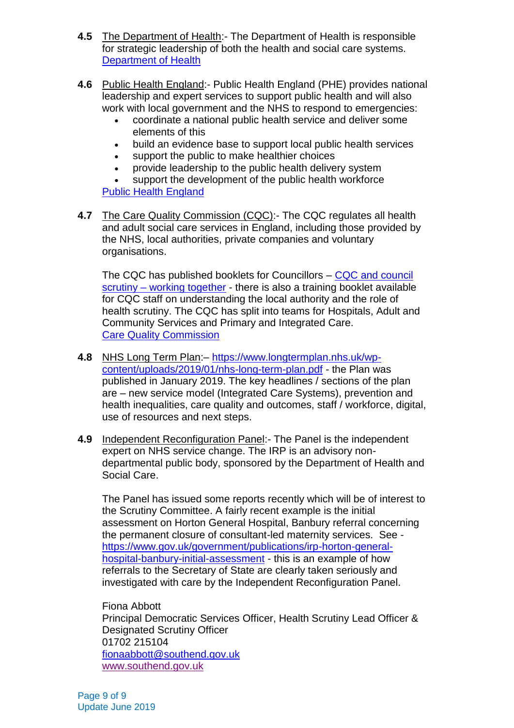**4.5** The Department of Health:- The Department of Health is responsible for strategic leadership of both the health and social care systems. [Department of Health]

**4.6** Public Health England:- Public Health England (PHE) provides national leadership and expert services to support public health and will also work with local government and the NHS to respond to emergencies:

- coordinate a national public health service and deliver some elements of this
- build an evidence base to support local public health services
- support the public to make healthier choices
- provide leadership to the public health delivery system
- support the development of the public health workforce

[Public Health England]

**4.7** The Care Quality Commission (CQC):- The CQC regulates all health and adult social care services in England, including those provided by the NHS, local authorities, private companies and voluntary organisations.

The CQC has published booklets for Councillors – [CQC and council scrutiny – working together] - there is also a training booklet available for CQC staff on understanding the local authority and the role of health scrutiny. The CQC has split into teams for Hospitals, Adult and Community Services and Primary and Integrated Care.
[Care Quality Commission]

**4.8** NHS Long Term Plan:– https://www.longtermplan.nhs.uk/wp-content/uploads/2019/01/nhs-long-term-plan.pdf - the Plan was published in January 2019. The key headlines / sections of the plan are – new service model (Integrated Care Systems), prevention and health inequalities, care quality and outcomes, staff / workforce, digital, use of resources and next steps.

**4.9** Independent Reconfiguration Panel:- The Panel is the independent expert on NHS service change. The IRP is an advisory non-departmental public body, sponsored by the Department of Health and Social Care.

The Panel has issued some reports recently which will be of interest to the Scrutiny Committee. A fairly recent example is the initial assessment on Horton General Hospital, Banbury referral concerning the permanent closure of consultant-led maternity services. See - https://www.gov.uk/government/publications/irp-horton-general-hospital-banbury-initial-assessment - this is an example of how referrals to the Secretary of State are clearly taken seriously and investigated with care by the Independent Reconfiguration Panel.

Fiona Abbott
Principal Democratic Services Officer, Health Scrutiny Lead Officer & Designated Scrutiny Officer
01702 215104
fionaabbott@southend.gov.uk
www.southend.gov.uk

Update June 2019